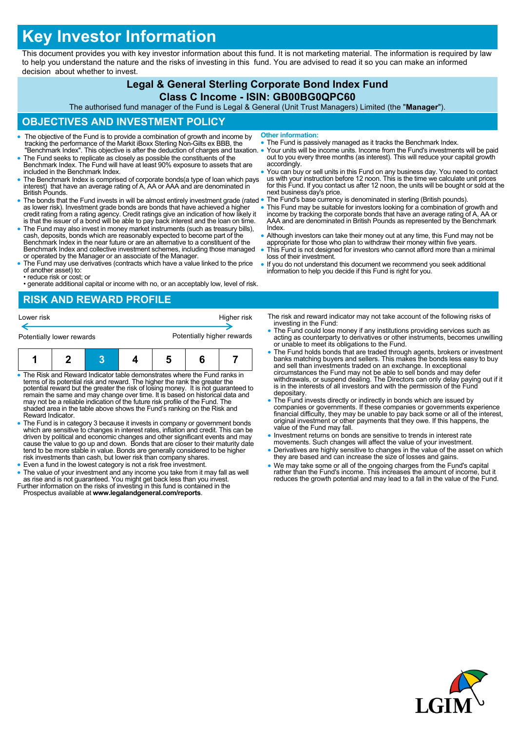# Key Investor Information

This document provides you with key investor information about this fund. It is not marketing material. The information is required by law to help you understand the nature and the risks of investing in this fund. You are advised to read it so you can make an informed decision about whether to invest.

## Legal & General Sterling Corporate Bond Index Fund
## Class C Income - ISIN: GB00BG0QPC60

The authorised fund manager of the Fund is Legal & General (Unit Trust Managers) Limited (the "**Manager**").

## OBJECTIVES AND INVESTMENT POLICY

- The objective of the Fund is to provide a combination of growth and income by tracking the performance of the Markit iBoxx Sterling Non-Gilts ex BBB, the "Benchmark Index". This objective is after the deduction of charges and taxation.
- The Fund seeks to replicate as closely as possible the constituents of the Benchmark Index. The Fund will have at least 90% exposure to assets that are included in the Benchmark Index.
- The Benchmark Index is comprised of corporate bonds(a type of loan which pays interest) that have an average rating of A, AA or AAA and are denominated in British Pounds.
- The bonds that the Fund invests in will be almost entirely investment grade (rated as lower risk). Investment grade bonds are bonds that have achieved a higher credit rating from a rating agency. Credit ratings give an indication of how likely it is that the issuer of a bond will be able to pay back interest and the loan on time.
- The Fund may also invest in money market instruments (such as treasury bills), cash, deposits, bonds which are reasonably expected to become part of the Benchmark Index in the near future or are an alternative to a constituent of the Benchmark Index and collective investment schemes, including those managed or operated by the Manager or an associate of the Manager.
- The Fund may use derivatives (contracts which have a value linked to the price of another asset) to:
  - reduce risk or cost; or
  - generate additional capital or income with no, or an acceptably low, level of risk.

**Other information:**

- The Fund is passively managed as it tracks the Benchmark Index.
- Your units will be income units. Income from the Fund's investments will be paid out to you every three months (as interest). This will reduce your capital growth accordingly.
- You can buy or sell units in this Fund on any business day. You need to contact us with your instruction before 12 noon. This is the time we calculate unit prices for this Fund. If you contact us after 12 noon, the units will be bought or sold at the next business day's price.
- The Fund's base currency is denominated in sterling (British pounds).
- This Fund may be suitable for investors looking for a combination of growth and income by tracking the corporate bonds that have an average rating of A, AA or AAA and are denominated in British Pounds as represented by the Benchmark Index.
- Although investors can take their money out at any time, this Fund may not be appropriate for those who plan to withdraw their money within five years.
- This Fund is not designed for investors who cannot afford more than a minimal loss of their investment.
- If you do not understand this document we recommend you seek additional information to help you decide if this Fund is right for you.

## RISK AND REWARD PROFILE

Lower risk ⟷ Higher risk

Potentially lower rewards ⟷ Potentially higher rewards

| 1 | 2 | **3** | 4 | 5 | 6 | 7 |
|---|---|---|---|---|---|---|

- The Risk and Reward Indicator table demonstrates where the Fund ranks in terms of its potential risk and reward. The higher the rank the greater the potential reward but the greater the risk of losing money. It is not guaranteed to remain the same and may change over time. It is based on historical data and may not be a reliable indication of the future risk profile of the Fund. The shaded area in the table above shows the Fund's ranking on the Risk and Reward Indicator.
- The Fund is in category 3 because it invests in company or government bonds which are sensitive to changes in interest rates, inflation and credit. This can be driven by political and economic changes and other significant events and may cause the value to go up and down. Bonds that are closer to their maturity date tend to be more stable in value. Bonds are generally considered to be higher risk investments than cash, but lower risk than company shares.
- Even a fund in the lowest category is not a risk free investment.
- The value of your investment and any income you take from it may fall as well as rise and is not guaranteed. You might get back less than you invest.

Further information on the risks of investing in this fund is contained in the Prospectus available at **www.legalandgeneral.com/reports**.

The risk and reward indicator may not take account of the following risks of investing in the Fund:

- The Fund could lose money if any institutions providing services such as acting as counterparty to derivatives or other instruments, becomes unwilling or unable to meet its obligations to the Fund.
- The Fund holds bonds that are traded through agents, brokers or investment banks matching buyers and sellers. This makes the bonds less easy to buy and sell than investments traded on an exchange. In exceptional circumstances the Fund may not be able to sell bonds and may defer withdrawals, or suspend dealing. The Directors can only delay paying out if it is in the interests of all investors and with the permission of the Fund depositary.
- The Fund invests directly or indirectly in bonds which are issued by companies or governments. If these companies or governments experience financial difficulty, they may be unable to pay back some or all of the interest, original investment or other payments that they owe. If this happens, the value of the Fund may fall.
- Investment returns on bonds are sensitive to trends in interest rate movements. Such changes will affect the value of your investment.
- Derivatives are highly sensitive to changes in the value of the asset on which they are based and can increase the size of losses and gains.
- We may take some or all of the ongoing charges from the Fund's capital rather than the Fund's income. This increases the amount of income, but it reduces the growth potential and may lead to a fall in the value of the Fund.

LGIM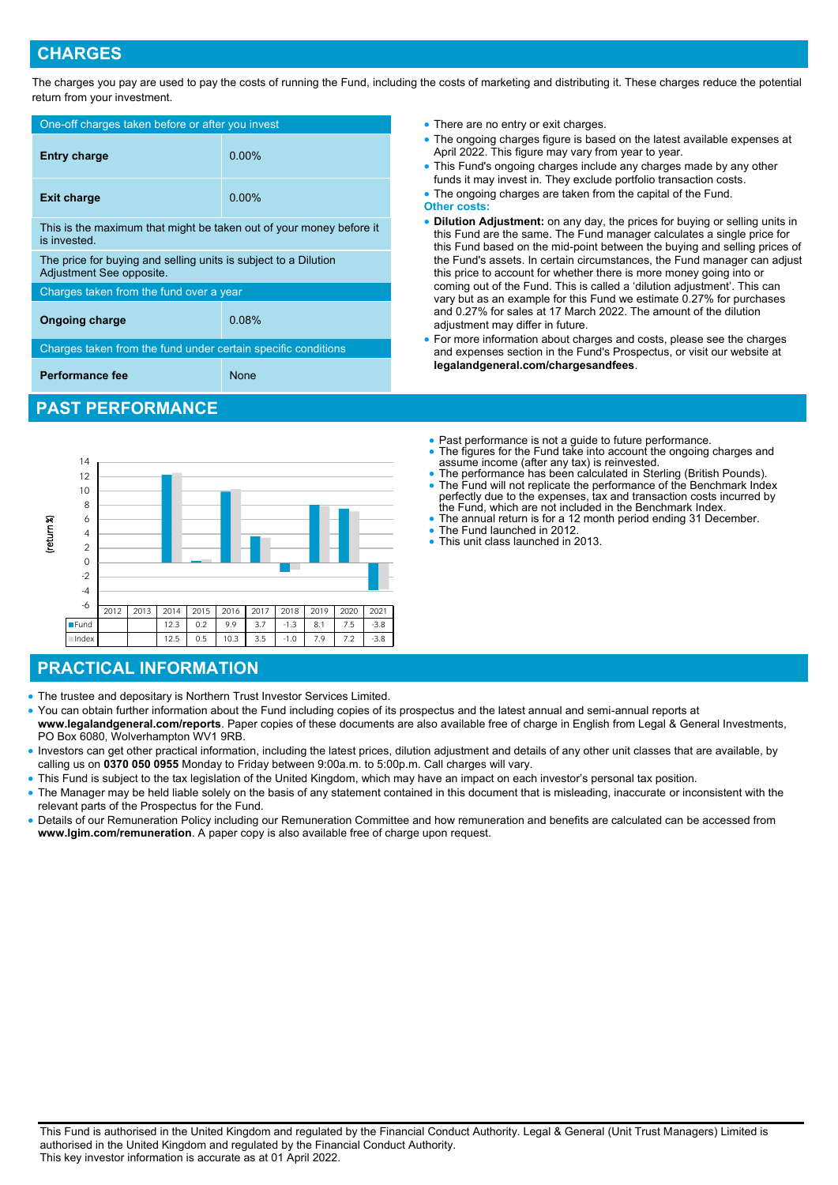## CHARGES

The charges you pay are used to pay the costs of running the Fund, including the costs of marketing and distributing it. These charges reduce the potential return from your investment.

| One-off charges taken before or after you invest | |
|---|---|
| **Entry charge** | 0.00% |
| **Exit charge** | 0.00% |
| This is the maximum that might be taken out of your money before it is invested. | |
| The price for buying and selling units is subject to a Dilution Adjustment See opposite. | |
| Charges taken from the fund over a year | |
| **Ongoing charge** | 0.08% |
| Charges taken from the fund under certain specific conditions | |
| **Performance fee** | None |

- There are no entry or exit charges.
- The ongoing charges figure is based on the latest available expenses at April 2022. This figure may vary from year to year.
- This Fund's ongoing charges include any charges made by any other funds it may invest in. They exclude portfolio transaction costs.
- The ongoing charges are taken from the capital of the Fund.

**Other costs:**

- **Dilution Adjustment:** on any day, the prices for buying or selling units in this Fund are the same. The Fund manager calculates a single price for this Fund based on the mid-point between the buying and selling prices of the Fund's assets. In certain circumstances, the Fund manager can adjust this price to account for whether there is more money going into or coming out of the Fund. This is called a 'dilution adjustment'. This can vary but as an example for this Fund we estimate 0.27% for purchases and 0.27% for sales at 17 March 2022. The amount of the dilution adjustment may differ in future.
- For more information about charges and costs, please see the charges and expenses section in the Fund's Prospectus, or visit our website at **legalandgeneral.com/chargesandfees**.

## PAST PERFORMANCE

(return %)

14
12
10
8
6
4
2
0
-2
-4
-6

2012 2013 2014 2015 2016 2017 2018 2019 2020 2021

Fund: 12.3 0.2 9.9 3.7 -1.3 8.1 7.5 -3.8

Index: 12.5 0.5 10.3 3.5 -1.0 7.9 7.2 -3.8

- Past performance is not a guide to future performance.
- The figures for the Fund take into account the ongoing charges and assume income (after any tax) is reinvested.
- The performance has been calculated in Sterling (British Pounds).
- The Fund will not replicate the performance of the Benchmark Index perfectly due to the expenses, tax and transaction costs incurred by the Fund, which are not included in the Benchmark Index.
- The annual return is for a 12 month period ending 31 December.
- The Fund launched in 2012.
- This unit class launched in 2013.

## PRACTICAL INFORMATION

- The trustee and depositary is Northern Trust Investor Services Limited.
- You can obtain further information about the Fund including copies of its prospectus and the latest annual and semi-annual reports at **www.legalandgeneral.com/reports**. Paper copies of these documents are also available free of charge in English from Legal & General Investments, PO Box 6080, Wolverhampton WV1 9RB.
- Investors can get other practical information, including the latest prices, dilution adjustment and details of any other unit classes that are available, by calling us on **0370 050 0955** Monday to Friday between 9:00a.m. to 5:00p.m. Call charges will vary.
- This Fund is subject to the tax legislation of the United Kingdom, which may have an impact on each investor's personal tax position.
- The Manager may be held liable solely on the basis of any statement contained in this document that is misleading, inaccurate or inconsistent with the relevant parts of the Prospectus for the Fund.
- Details of our Remuneration Policy including our Remuneration Committee and how remuneration and benefits are calculated can be accessed from **www.lgim.com/remuneration**. A paper copy is also available free of charge upon request.

This Fund is authorised in the United Kingdom and regulated by the Financial Conduct Authority. Legal & General (Unit Trust Managers) Limited is authorised in the United Kingdom and regulated by the Financial Conduct Authority.
This key investor information is accurate as at 01 April 2022.